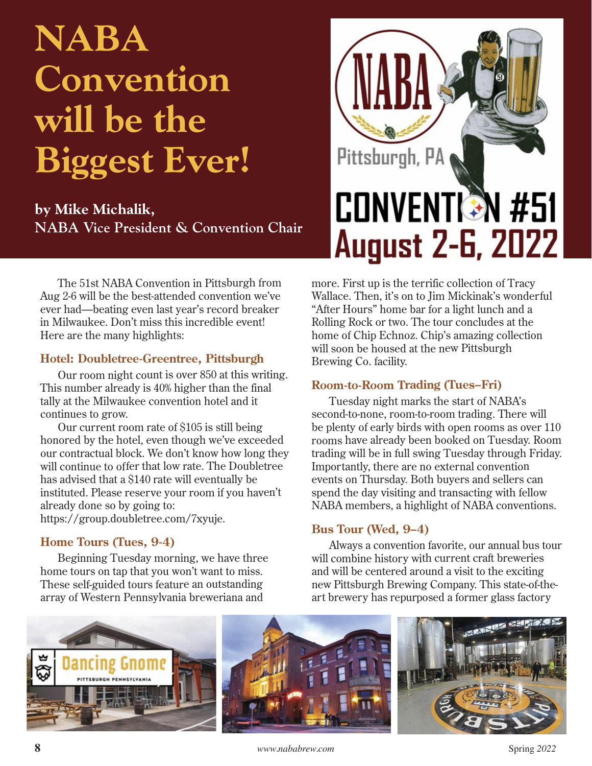# NABA Convention will be the Biggest Ever!

**by Mike Michalik, NABA Vice President & Convention Chair**

The 51st NABA Convention in Pittsburgh from Aug 2-6 will be the best-attended convention we've ever had—beating even last year's record breaker in Milwaukee. Don't miss this incredible event! Here are the many highlights:

### Hotel: Doubletree-Greentree, Pittsburgh

Our room night count is over 850 at this writing. This number already is 40% higher than the final tally at the Milwaukee convention hotel and it continues to grow.

Our current room rate of $105 is still being honored by the hotel, even though we've exceeded our contractual block. We don't know how long they will continue to offer that low rate. The Doubletree has advised that a $140 rate will eventually be instituted. Please reserve your room if you haven't already done so by going to: https://group.doubletree.com/7xyuje.

### Home Tours (Tues, 9-4)

Beginning Tuesday morning, we have three home tours on tap that you won't want to miss. These self-guided tours feature an outstanding array of Western Pennsylvania breweriana and more. First up is the terrific collection of Tracy Wallace. Then, it's on to Jim Mickinak's wonderful "After Hours" home bar for a light lunch and a Rolling Rock or two. The tour concludes at the home of Chip Echnoz. Chip's amazing collection will soon be housed at the new Pittsburgh Brewing Co. facility.

### Room-to-Room Trading (Tues–Fri)

Tuesday night marks the start of NABA's second-to-none, room-to-room trading. There will be plenty of early birds with open rooms as over 110 rooms have already been booked on Tuesday. Room trading will be in full swing Tuesday through Friday. Importantly, there are no external convention events on Thursday. Both buyers and sellers can spend the day visiting and transacting with fellow NABA members, a highlight of NABA conventions.

### Bus Tour (Wed, 9–4)

Always a convention favorite, our annual bus tour will combine history with current craft breweries and will be centered around a visit to the exciting new Pittsburgh Brewing Company. This state-of-the-art brewery has repurposed a former glass factory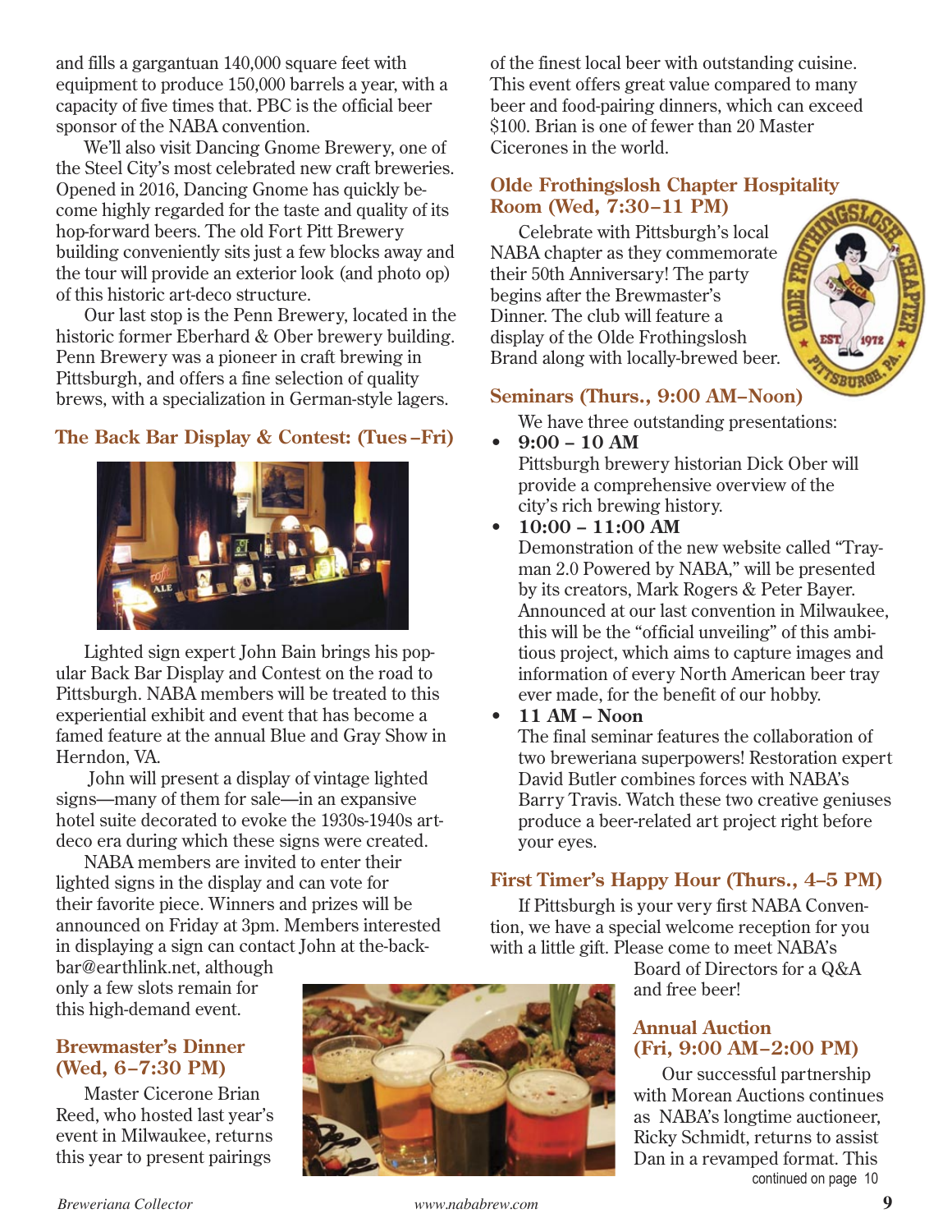and fills a gargantuan 140,000 square feet with equipment to produce 150,000 barrels a year, with a capacity of five times that. PBC is the official beer sponsor of the NABA convention.

We'll also visit Dancing Gnome Brewery, one of the Steel City's most celebrated new craft breweries. Opened in 2016, Dancing Gnome has quickly become highly regarded for the taste and quality of its hop-forward beers. The old Fort Pitt Brewery building conveniently sits just a few blocks away and the tour will provide an exterior look (and photo op) of this historic art-deco structure.

Our last stop is the Penn Brewery, located in the historic former Eberhard & Ober brewery building. Penn Brewery was a pioneer in craft brewing in Pittsburgh, and offers a fine selection of quality brews, with a specialization in German-style lagers.

## The Back Bar Display & Contest: (Tues–Fri)

Lighted sign expert John Bain brings his popular Back Bar Display and Contest on the road to Pittsburgh. NABA members will be treated to this experiential exhibit and event that has become a famed feature at the annual Blue and Gray Show in Herndon, VA.

John will present a display of vintage lighted signs—many of them for sale—in an expansive hotel suite decorated to evoke the 1930s-1940s art-deco era during which these signs were created.

NABA members are invited to enter their lighted signs in the display and can vote for their favorite piece. Winners and prizes will be announced on Friday at 3pm. Members interested in displaying a sign can contact John at the-backbar@earthlink.net, although only a few slots remain for this high-demand event.

## Brewmaster's Dinner (Wed, 6–7:30 PM)

Master Cicerone Brian Reed, who hosted last year's event in Milwaukee, returns this year to present pairings of the finest local beer with outstanding cuisine. This event offers great value compared to many beer and food-pairing dinners, which can exceed $100. Brian is one of fewer than 20 Master Cicerones in the world.

## Olde Frothingslosh Chapter Hospitality Room (Wed, 7:30–11 PM)

Celebrate with Pittsburgh's local NABA chapter as they commemorate their 50th Anniversary! The party begins after the Brewmaster's Dinner. The club will feature a display of the Olde Frothingslosh Brand along with locally-brewed beer.

## Seminars (Thurs., 9:00 AM–Noon)

We have three outstanding presentations:

- **9:00 – 10 AM**
  Pittsburgh brewery historian Dick Ober will provide a comprehensive overview of the city's rich brewing history.
- **10:00 – 11:00 AM**
  Demonstration of the new website called "Trayman 2.0 Powered by NABA," will be presented by its creators, Mark Rogers & Peter Bayer. Announced at our last convention in Milwaukee, this will be the "official unveiling" of this ambitious project, which aims to capture images and information of every North American beer tray ever made, for the benefit of our hobby.
- **11 AM – Noon**
  The final seminar features the collaboration of two breweriana superpowers! Restoration expert David Butler combines forces with NABA's Barry Travis. Watch these two creative geniuses produce a beer-related art project right before your eyes.

## First Timer's Happy Hour (Thurs., 4–5 PM)

If Pittsburgh is your very first NABA Convention, we have a special welcome reception for you with a little gift. Please come to meet NABA's Board of Directors for a Q&A and free beer!

## Annual Auction (Fri, 9:00 AM–2:00 PM)

Our successful partnership with Morean Auctions continues as NABA's longtime auctioneer, Ricky Schmidt, returns to assist Dan in a revamped format. This

continued on page 10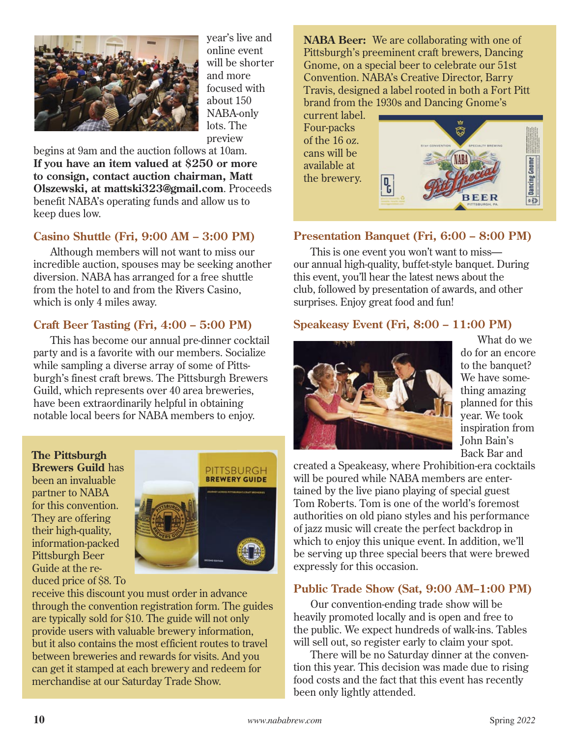year's live and online event will be shorter and more focused with about 150 NABA-only lots. The preview begins at 9am and the auction follows at 10am. **If you have an item valued at $250 or more to consign, contact auction chairman, Matt Olszewski, at mattski323@gmail.com**. Proceeds benefit NABA's operating funds and allow us to keep dues low.

### Casino Shuttle (Fri, 9:00 AM – 3:00 PM)

Although members will not want to miss our incredible auction, spouses may be seeking another diversion. NABA has arranged for a free shuttle from the hotel to and from the Rivers Casino, which is only 4 miles away.

### Craft Beer Tasting (Fri, 4:00 – 5:00 PM)

This has become our annual pre-dinner cocktail party and is a favorite with our members. Socialize while sampling a diverse array of some of Pittsburgh's finest craft brews. The Pittsburgh Brewers Guild, which represents over 40 area breweries, have been extraordinarily helpful in obtaining notable local beers for NABA members to enjoy.

**The Pittsburgh Brewers Guild** has been an invaluable partner to NABA for this convention. They are offering their high-quality, information-packed Pittsburgh Beer Guide at the reduced price of $8. To receive this discount you must order in advance through the convention registration form. The guides are typically sold for $10. The guide will not only provide users with valuable brewery information, but it also contains the most efficient routes to travel between breweries and rewards for visits. And you can get it stamped at each brewery and redeem for merchandise at our Saturday Trade Show.

**NABA Beer:** We are collaborating with one of Pittsburgh's preeminent craft brewers, Dancing Gnome, on a special beer to celebrate our 51st Convention. NABA's Creative Director, Barry Travis, designed a label rooted in both a Fort Pitt brand from the 1930s and Dancing Gnome's current label. Four-packs of the 16 oz. cans will be available at the brewery.

### Presentation Banquet (Fri, 6:00 – 8:00 PM)

This is one event you won't want to miss—our annual high-quality, buffet-style banquet. During this event, you'll hear the latest news about the club, followed by presentation of awards, and other surprises. Enjoy great food and fun!

### Speakeasy Event (Fri, 8:00 – 11:00 PM)

What do we do for an encore to the banquet? We have something amazing planned for this year. We took inspiration from John Bain's Back Bar and created a Speakeasy, where Prohibition-era cocktails will be poured while NABA members are entertained by the live piano playing of special guest Tom Roberts. Tom is one of the world's foremost authorities on old piano styles and his performance of jazz music will create the perfect backdrop in which to enjoy this unique event. In addition, we'll be serving up three special beers that were brewed expressly for this occasion.

### Public Trade Show (Sat, 9:00 AM–1:00 PM)

Our convention-ending trade show will be heavily promoted locally and is open and free to the public. We expect hundreds of walk-ins. Tables will sell out, so register early to claim your spot.

There will be no Saturday dinner at the convention this year. This decision was made due to rising food costs and the fact that this event has recently been only lightly attended.